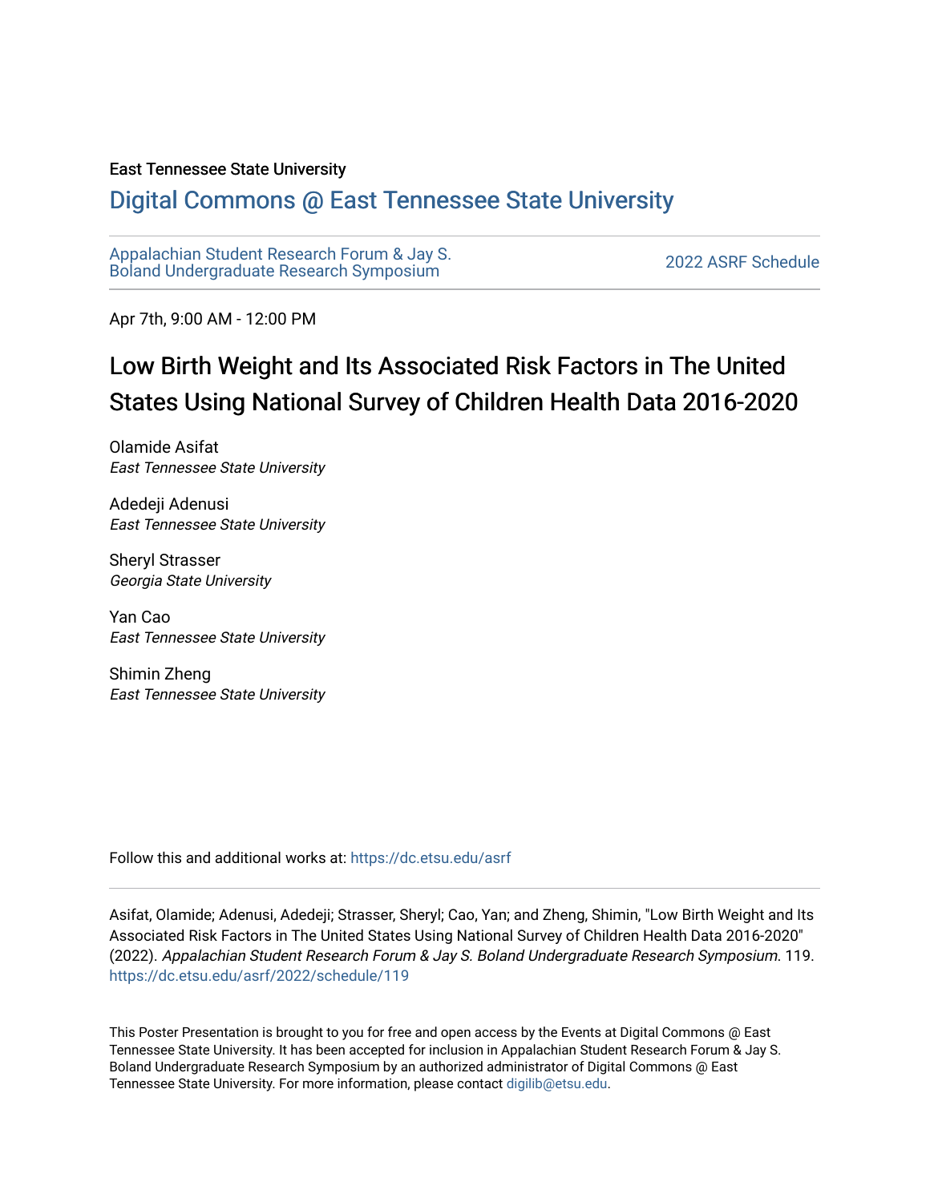East Tennessee State University

# Digital Commons @ East Tennessee State University

Appalachian Student Research Forum & Jay S. Boland Undergraduate Research Symposium

2022 ASRF Schedule

Apr 7th, 9:00 AM - 12:00 PM

## Low Birth Weight and Its Associated Risk Factors in The United States Using National Survey of Children Health Data 2016-2020

Olamide Asifat
*East Tennessee State University*

Adedeji Adenusi
*East Tennessee State University*

Sheryl Strasser
*Georgia State University*

Yan Cao
*East Tennessee State University*

Shimin Zheng
*East Tennessee State University*

Follow this and additional works at: https://dc.etsu.edu/asrf

Asifat, Olamide; Adenusi, Adedeji; Strasser, Sheryl; Cao, Yan; and Zheng, Shimin, "Low Birth Weight and Its Associated Risk Factors in The United States Using National Survey of Children Health Data 2016-2020" (2022). *Appalachian Student Research Forum & Jay S. Boland Undergraduate Research Symposium*. 119.
https://dc.etsu.edu/asrf/2022/schedule/119

This Poster Presentation is brought to you for free and open access by the Events at Digital Commons @ East Tennessee State University. It has been accepted for inclusion in Appalachian Student Research Forum & Jay S. Boland Undergraduate Research Symposium by an authorized administrator of Digital Commons @ East Tennessee State University. For more information, please contact digilib@etsu.edu.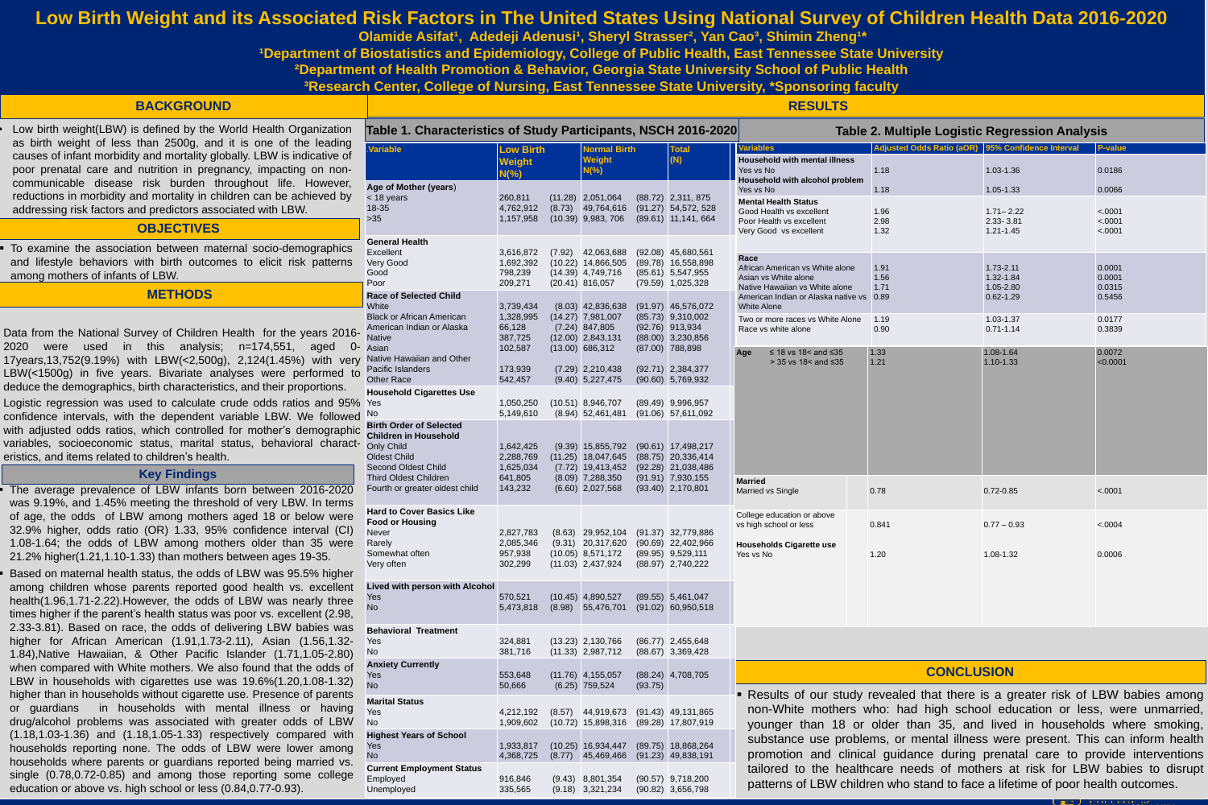# Low Birth Weight and its Associated Risk Factors in The United States Using National Survey of Children Health Data 2016-2020

**Olamide Asifat[1], Adedeji Adenusi[1], Sheryl Strasser[2], Yan Cao[3], Shimin Zheng[1]***

[1]Department of Biostatistics and Epidemiology, College of Public Health, East Tennessee State University

[2]Department of Health Promotion & Behavior, Georgia State University School of Public Health

[3]Research Center, College of Nursing, East Tennessee State University, *Sponsoring faculty

## BACKGROUND

- Low birth weight(LBW) is defined by the World Health Organization as birth weight of less than 2500g, and it is one of the leading causes of infant morbidity and mortality globally. LBW is indicative of poor prenatal care and nutrition in pregnancy, impacting on non-communicable disease risk burden throughout life. However, reductions in morbidity and mortality in children can be achieved by addressing risk factors and predictors associated with LBW.

## OBJECTIVES

- To examine the association between maternal socio-demographics and lifestyle behaviors with birth outcomes to elicit risk patterns among mothers of infants of LBW.

## METHODS

Data from the National Survey of Children Health for the years 2016-2020 were used in this analysis; n=174,551, aged 0-17years,13,752(9.19%) with LBW(<2,500g), 2,124(1.45%) with very LBW(<1500g) in five years. Bivariate analyses were performed to deduce the demographics, birth characteristics, and their proportions.

Logistic regression was used to calculate crude odds ratios and 95% confidence intervals, with the dependent variable LBW. We followed with adjusted odds ratios, which controlled for mother's demographic variables, socioeconomic status, marital status, behavioral characteristics, and items related to children's health.

## Key Findings

- The average prevalence of LBW infants born between 2016-2020 was 9.19%, and 1.45% meeting the threshold of very LBW. In terms of age, the odds of LBW among mothers aged 18 or below were 32.9% higher, odds ratio (OR) 1.33, 95% confidence interval (CI) 1.08-1.64; the odds of LBW among mothers older than 35 were 21.2% higher(1.21,1.10-1.33) than mothers between ages 19-35.
- Based on maternal health status, the odds of LBW was 95.5% higher among children whose parents reported good health vs. excellent health(1.96,1.71-2.22).However, the odds of LBW was nearly three times higher if the parent's health status was poor vs. excellent (2.98, 2.33-3.81). Based on race, the odds of delivering LBW babies was higher for African American (1.91,1.73-2.11), Asian (1.56,1.32-1.84),Native Hawaiian, & Other Pacific Islander (1.71,1.05-2.80) when compared with White mothers. We also found that the odds of LBW in households with cigarettes use was 19.6%(1.20,1.08-1.32) higher than in households without cigarette use. Presence of parents or guardians in households with mental illness or having drug/alcohol problems was associated with greater odds of LBW (1.18,1.03-1.36) and (1.18,1.05-1.33) respectively compared with households reporting none. The odds of LBW were lower among households where parents or guardians reported being married vs. single (0.78,0.72-0.85) and among those reporting some college education or above vs. high school or less (0.84,0.77-0.93).

## RESULTS

### Table 1. Characteristics of Study Participants, NSCH 2016-2020

| Variable | Low Birth Weight N(%) | | Normal Birth Weight N(%) | | Total (N) |
|---|---|---|---|---|---|
| **Age of Mother (years)** | | | | | |
| < 18 years | 260,811 | (11.28) | 2,051,064 | (88.72) | 2,311, 875 |
| 18-35 | 4,762,912 | (8.73) | 49,764,616 | (91.27) | 54,572, 528 |
| >35 | 1,157,958 | (10.39) | 9,983, 706 | (89.61) | 11,141, 664 |
| **General Health** | | | | | |
| Excellent | 3,616,872 | (7.92) | 42,063,688 | (92.08) | 45,680,561 |
| Very Good | 1,692,392 | (10.22) | 14,866,505 | (89.78) | 16,558,898 |
| Good | 798,239 | (14.39) | 4,749,716 | (85.61) | 5,547,955 |
| Poor | 209,271 | (20.41) | 816,057 | (79.59) | 1,025,328 |
| **Race of Selected Child** | | | | | |
| White | 3,739,434 | (8.03) | 42,836,638 | (91.97) | 46,576,072 |
| Black or African American | 1,328,995 | (14.27) | 7,981,007 | (85.73) | 9,310,002 |
| American Indian or Alaska Native | 66,128 | (7.24) | 847,805 | (92.76) | 913,934 |
| Asian | 387,725 | (12.00) | 2,843,131 | (88.00) | 3,230,856 |
| Native Hawaiian and Other Pacific Islanders | 102,587 | (13.00) | 686,312 | (87.00) | 788,898 |
| | 173,939 | (7.29) | 2,210,438 | (92.71) | 2,384,377 |
| Other Race | 542,457 | (9.40) | 5,227,475 | (90.60) | 5,769,932 |
| **Household Cigarettes Use** | | | | | |
| Yes | 1,050,250 | (10.51) | 8,946,707 | (89.49) | 9,996,957 |
| No | 5,149,610 | (8.94) | 52,461,481 | (91.06) | 57,611,092 |
| **Birth Order of Selected Children in Household** | | | | | |
| Only Child | 1,642,425 | (9.39) | 15,855,792 | (90.61) | 17,498,217 |
| Oldest Child | 2,288,769 | (11.25) | 18,047,645 | (88.75) | 20,336,414 |
| Second Oldest Child | 1,625,034 | (7.72) | 19,413,452 | (92.28) | 21,038,486 |
| Third Oldest Children | 641,805 | (8.09) | 7,288,350 | (91.91) | 7,930,155 |
| Fourth or greater oldest child | 143,232 | (6.60) | 2,027,568 | (93.40) | 2,170,801 |
| **Hard to Cover Basics Like Food or Housing** | | | | | |
| Never | 2,827,783 | (8.63) | 29,952,104 | (91.37) | 32,779,886 |
| Rarely | 2,085,346 | (9.31) | 20,317,620 | (90.69) | 22,402,966 |
| Somewhat often | 957,938 | (10.05) | 8,571,172 | (89.95) | 9,529,111 |
| Very often | 302,299 | (11.03) | 2,437,924 | (88.97) | 2,740,222 |
| **Lived with person with Alcohol** | | | | | |
| Yes | 570,521 | (10.45) | 4,890,527 | (89.55) | 5,461,047 |
| No | 5,473,818 | (8.98) | 55,476,701 | (91.02) | 60,950,518 |
| **Behavioral Treatment** | | | | | |
| Yes | 324,881 | (13.23) | 2,130,766 | (86.77) | 2,455,648 |
| No | 381,716 | (11.33) | 2,987,712 | (88.67) | 3,369,428 |
| **Anxiety Currently** | | | | | |
| Yes | 553,648 | (11.76) | 4,155,057 | (88.24) | 4,708,705 |
| No | 50,666 | (6.25) | 759,524 | (93.75) | |
| **Marital Status** | | | | | |
| Yes | 4,212,192 | (8.57) | 44,919,673 | (91.43) | 49,131,865 |
| No | 1,909,602 | (10.72) | 15,898,316 | (89.28) | 17,807,919 |
| **Highest Years of School** | | | | | |
| Yes | 1,933,817 | (10.25) | 16,934,447 | (89.75) | 18,868,264 |
| No | 4,368,725 | (8.77) | 45,469,466 | (91.23) | 49,838,191 |
| **Current Employment Status** | | | | | |
| Employed | 916,846 | (9.43) | 8,801,354 | (90.57) | 9,718,200 |
| Unemployed | 335,565 | (9.18) | 3,321,234 | (90.82) | 3,656,798 |

### Table 2. Multiple Logistic Regression Analysis

| Variables | Adjusted Odds Ratio (aOR) | 95% Confidence Interval | P-value |
|---|---|---|---|
| **Household with mental illness** | | | |
| Yes vs No | 1.18 | 1.03-1.36 | 0.0186 |
| **Household with alcohol problem** | | | |
| Yes vs No | 1.18 | 1.05-1.33 | 0.0066 |
| **Mental Health Status** | | | |
| Good Health vs excellent | 1.96 | 1.71– 2.22 | <.0001 |
| Poor Health vs excellent | 2.98 | 2.33- 3.81 | <.0001 |
| Very Good vs excellent | 1.32 | 1.21-1.45 | <.0001 |
| **Race** | | | |
| African American vs White alone | 1.91 | 1.73-2.11 | 0.0001 |
| Asian vs White alone | 1.56 | 1.32-1.84 | 0.0001 |
| Native Hawaiian vs White alone | 1.71 | 1.05-2.80 | 0.0315 |
| American Indian or Alaska native vs White Alone | 0.89 | 0.62-1.29 | 0.5456 |
| Two or more races vs White Alone | 1.19 | 1.03-1.37 | 0.0177 |
| Race vs white alone | 0.90 | 0.71-1.14 | 0.3839 |
| **Age** ≤ 18 vs 18< and ≤35 | 1.33 | 1.08-1.64 | 0.0072 |
| > 35 vs 18< and ≤35 | 1.21 | 1.10-1.33 | <0.0001 |
| **Married** | | | |
| Married vs Single | 0.78 | 0.72-0.85 | <.0001 |
| College education or above vs high school or less | 0.841 | 0.77 – 0.93 | <.0004 |
| **Households Cigarette use** | | | |
| Yes vs No | 1.20 | 1.08-1.32 | 0.0006 |

## CONCLUSION

- Results of our study revealed that there is a greater risk of LBW babies among non-White mothers who: had high school education or less, were unmarried, younger than 18 or older than 35, and lived in households where smoking, substance use problems, or mental illness were present. This can inform health promotion and clinical guidance during prenatal care to provide interventions tailored to the healthcare needs of mothers at risk for LBW babies to disrupt patterns of LBW children who stand to face a lifetime of poor health outcomes.